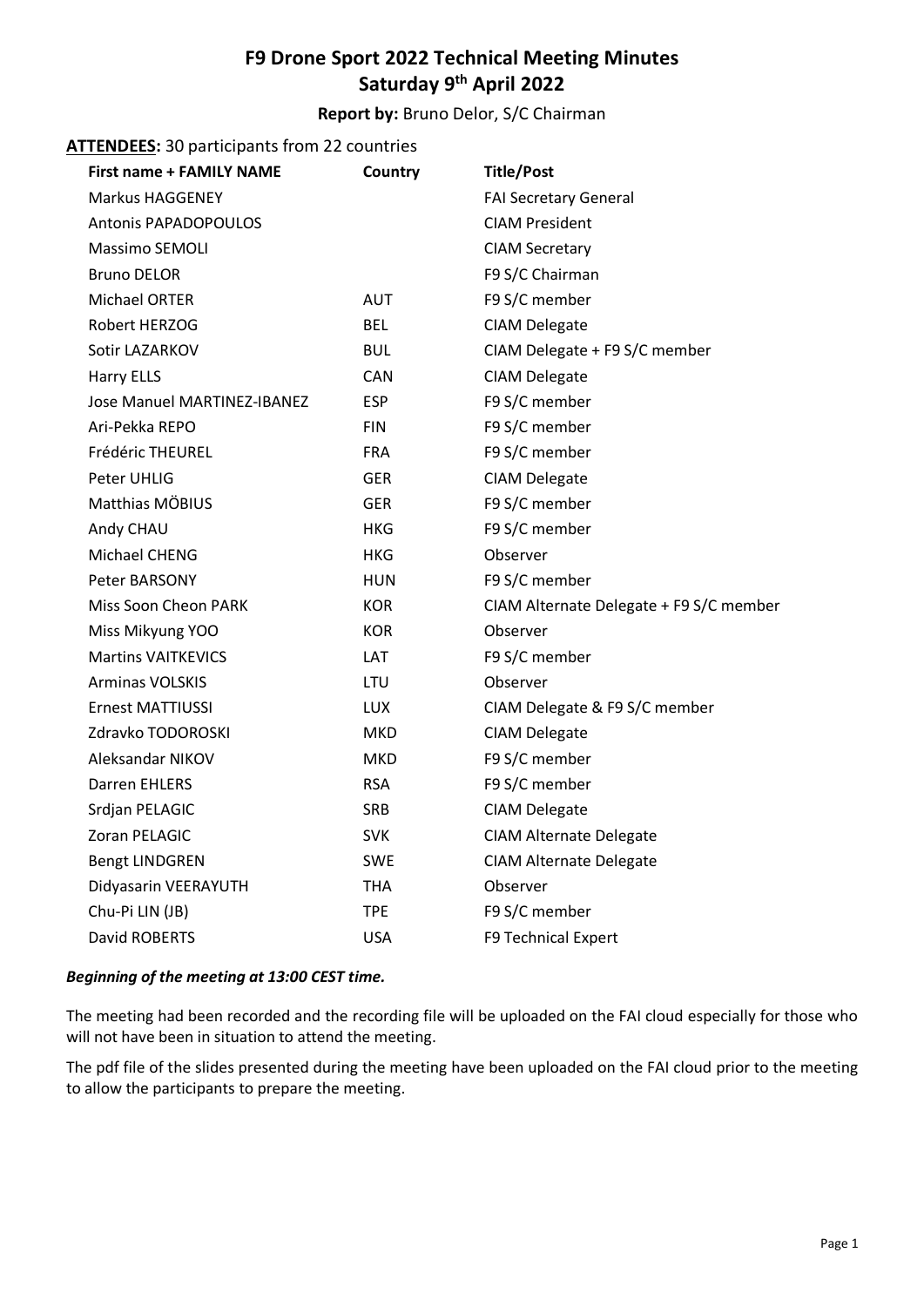# F9 Drone Sport 2022 Technical Meeting Minutes
## Saturday 9th April 2022

**Report by:** Bruno Delor, S/C Chairman

**ATTENDEES:** 30 participants from 22 countries

| First name + FAMILY NAME | Country | Title/Post |
|---|---|---|
| Markus HAGGENEY | | FAI Secretary General |
| Antonis PAPADOPOULOS | | CIAM President |
| Massimo SEMOLI | | CIAM Secretary |
| Bruno DELOR | | F9 S/C Chairman |
| Michael ORTER | AUT | F9 S/C member |
| Robert HERZOG | BEL | CIAM Delegate |
| Sotir LAZARKOV | BUL | CIAM Delegate + F9 S/C member |
| Harry ELLS | CAN | CIAM Delegate |
| Jose Manuel MARTINEZ-IBANEZ | ESP | F9 S/C member |
| Ari-Pekka REPO | FIN | F9 S/C member |
| Frédéric THEUREL | FRA | F9 S/C member |
| Peter UHLIG | GER | CIAM Delegate |
| Matthias MÖBIUS | GER | F9 S/C member |
| Andy CHAU | HKG | F9 S/C member |
| Michael CHENG | HKG | Observer |
| Peter BARSONY | HUN | F9 S/C member |
| Miss Soon Cheon PARK | KOR | CIAM Alternate Delegate + F9 S/C member |
| Miss Mikyung YOO | KOR | Observer |
| Martins VAITKEVICS | LAT | F9 S/C member |
| Arminas VOLSKIS | LTU | Observer |
| Ernest MATTIUSSI | LUX | CIAM Delegate & F9 S/C member |
| Zdravko TODOROSKI | MKD | CIAM Delegate |
| Aleksandar NIKOV | MKD | F9 S/C member |
| Darren EHLERS | RSA | F9 S/C member |
| Srdjan PELAGIC | SRB | CIAM Delegate |
| Zoran PELAGIC | SVK | CIAM Alternate Delegate |
| Bengt LINDGREN | SWE | CIAM Alternate Delegate |
| Didyasarin VEERAYUTH | THA | Observer |
| Chu-Pi LIN (JB) | TPE | F9 S/C member |
| David ROBERTS | USA | F9 Technical Expert |

***Beginning of the meeting at 13:00 CEST time.***

The meeting had been recorded and the recording file will be uploaded on the FAI cloud especially for those who will not have been in situation to attend the meeting.

The pdf file of the slides presented during the meeting have been uploaded on the FAI cloud prior to the meeting to allow the participants to prepare the meeting.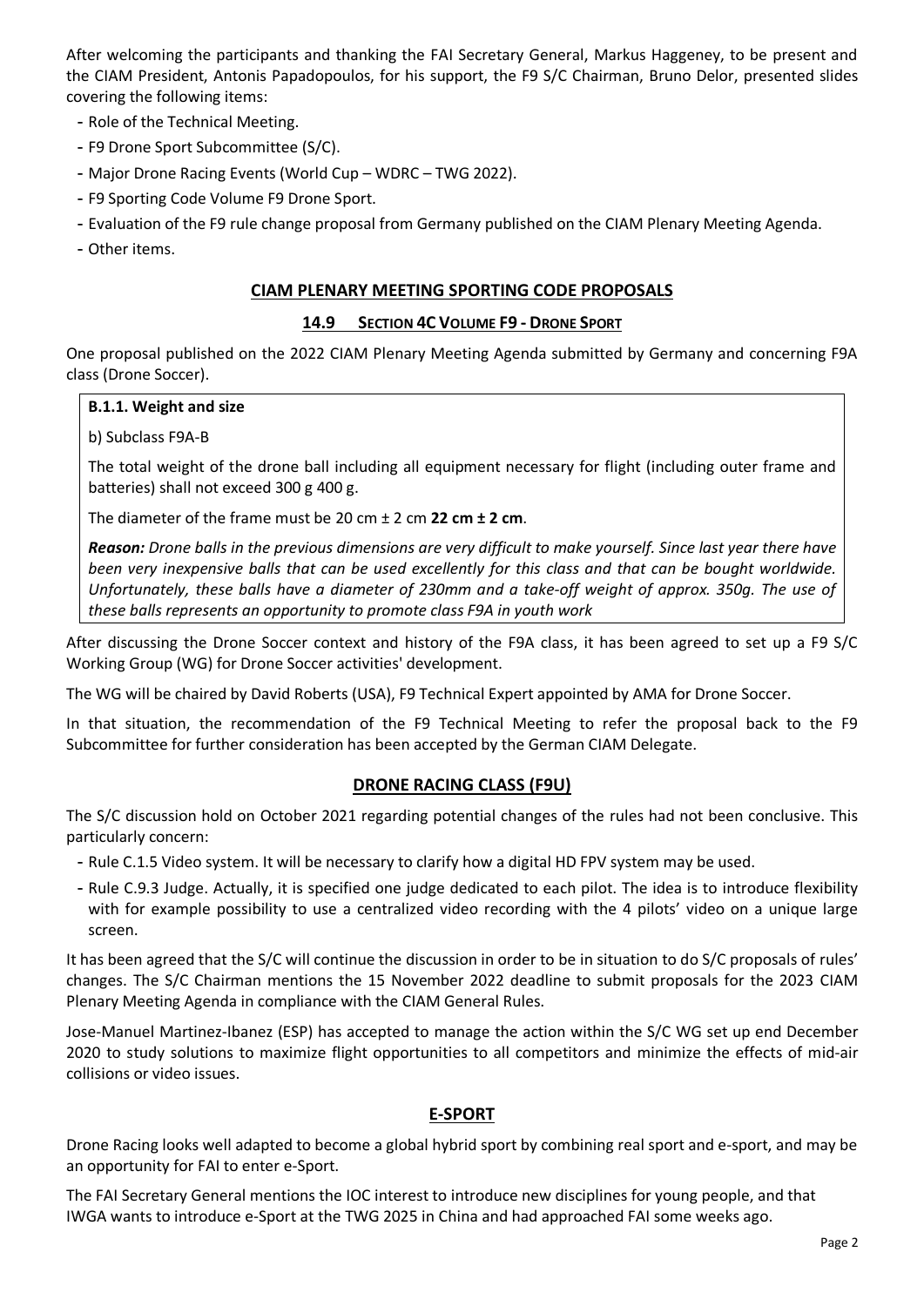After welcoming the participants and thanking the FAI Secretary General, Markus Haggeney, to be present and the CIAM President, Antonis Papadopoulos, for his support, the F9 S/C Chairman, Bruno Delor, presented slides covering the following items:

- Role of the Technical Meeting.
- F9 Drone Sport Subcommittee (S/C).
- Major Drone Racing Events (World Cup – WDRC – TWG 2022).
- F9 Sporting Code Volume F9 Drone Sport.
- Evaluation of the F9 rule change proposal from Germany published on the CIAM Plenary Meeting Agenda.
- Other items.

## CIAM PLENARY MEETING SPORTING CODE PROPOSALS

### 14.9 SECTION 4C VOLUME F9 - DRONE SPORT

One proposal published on the 2022 CIAM Plenary Meeting Agenda submitted by Germany and concerning F9A class (Drone Soccer).

**B.1.1. Weight and size**

b) Subclass F9A-B

The total weight of the drone ball including all equipment necessary for flight (including outer frame and batteries) shall not exceed ~~300 g~~ 400 g.

The diameter of the frame must be ~~20 cm ± 2 cm~~ **22 cm ± 2 cm**.

***Reason:*** *Drone balls in the previous dimensions are very difficult to make yourself. Since last year there have been very inexpensive balls that can be used excellently for this class and that can be bought worldwide. Unfortunately, these balls have a diameter of 230mm and a take-off weight of approx. 350g. The use of these balls represents an opportunity to promote class F9A in youth work*

After discussing the Drone Soccer context and history of the F9A class, it has been agreed to set up a F9 S/C Working Group (WG) for Drone Soccer activities' development.

The WG will be chaired by David Roberts (USA), F9 Technical Expert appointed by AMA for Drone Soccer.

In that situation, the recommendation of the F9 Technical Meeting to refer the proposal back to the F9 Subcommittee for further consideration has been accepted by the German CIAM Delegate.

## DRONE RACING CLASS (F9U)

The S/C discussion hold on October 2021 regarding potential changes of the rules had not been conclusive. This particularly concern:

- Rule C.1.5 Video system. It will be necessary to clarify how a digital HD FPV system may be used.
- Rule C.9.3 Judge. Actually, it is specified one judge dedicated to each pilot. The idea is to introduce flexibility with for example possibility to use a centralized video recording with the 4 pilots' video on a unique large screen.

It has been agreed that the S/C will continue the discussion in order to be in situation to do S/C proposals of rules' changes. The S/C Chairman mentions the 15 November 2022 deadline to submit proposals for the 2023 CIAM Plenary Meeting Agenda in compliance with the CIAM General Rules.

Jose-Manuel Martinez-Ibanez (ESP) has accepted to manage the action within the S/C WG set up end December 2020 to study solutions to maximize flight opportunities to all competitors and minimize the effects of mid-air collisions or video issues.

## E-SPORT

Drone Racing looks well adapted to become a global hybrid sport by combining real sport and e-sport, and may be an opportunity for FAI to enter e-Sport.

The FAI Secretary General mentions the IOC interest to introduce new disciplines for young people, and that IWGA wants to introduce e-Sport at the TWG 2025 in China and had approached FAI some weeks ago.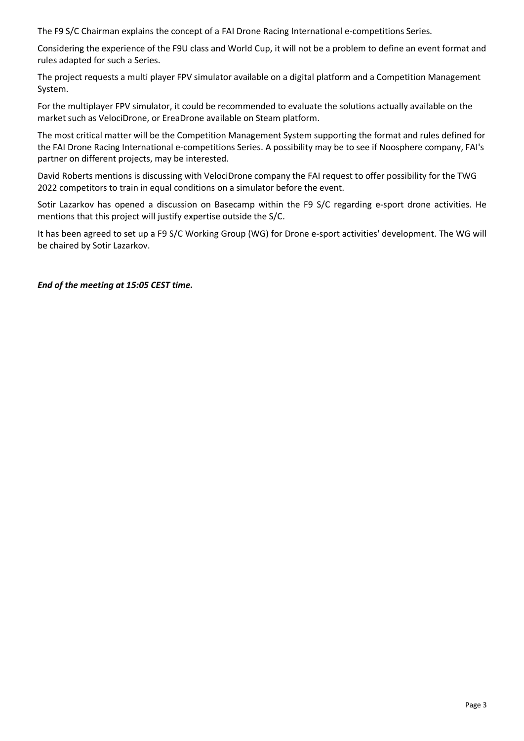The F9 S/C Chairman explains the concept of a FAI Drone Racing International e-competitions Series.

Considering the experience of the F9U class and World Cup, it will not be a problem to define an event format and rules adapted for such a Series.

The project requests a multi player FPV simulator available on a digital platform and a Competition Management System.

For the multiplayer FPV simulator, it could be recommended to evaluate the solutions actually available on the market such as VelociDrone, or EreaDrone available on Steam platform.

The most critical matter will be the Competition Management System supporting the format and rules defined for the FAI Drone Racing International e-competitions Series. A possibility may be to see if Noosphere company, FAI's partner on different projects, may be interested.

David Roberts mentions is discussing with VelociDrone company the FAI request to offer possibility for the TWG 2022 competitors to train in equal conditions on a simulator before the event.

Sotir Lazarkov has opened a discussion on Basecamp within the F9 S/C regarding e-sport drone activities. He mentions that this project will justify expertise outside the S/C.

It has been agreed to set up a F9 S/C Working Group (WG) for Drone e-sport activities' development. The WG will be chaired by Sotir Lazarkov.

***End of the meeting at 15:05 CEST time.***